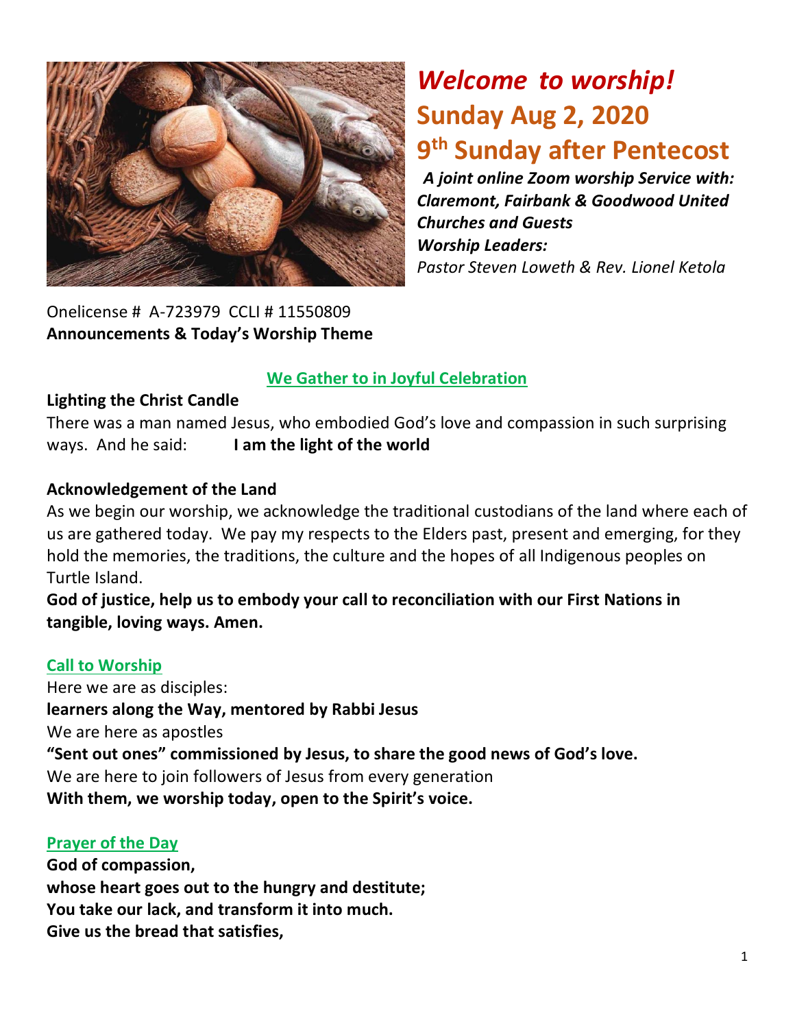# *Welcome to worship!*

## Sunday Aug 2, 2020

## 9th Sunday after Pentecost

***A joint online Zoom worship Service with: Claremont, Fairbank & Goodwood United Churches and Guests***

***Worship Leaders:***

*Pastor Steven Loweth & Rev. Lionel Ketola*

Onelicense # A-723979 CCLI # 11550809

**Announcements & Today's Worship Theme**

### We Gather to in Joyful Celebration

**Lighting the Christ Candle**

There was a man named Jesus, who embodied God's love and compassion in such surprising ways. And he said: **I am the light of the world**

**Acknowledgement of the Land**

As we begin our worship, we acknowledge the traditional custodians of the land where each of us are gathered today. We pay my respects to the Elders past, present and emerging, for they hold the memories, the traditions, the culture and the hopes of all Indigenous peoples on Turtle Island.

**God of justice, help us to embody your call to reconciliation with our First Nations in tangible, loving ways. Amen.**

### Call to Worship

Here we are as disciples:

**learners along the Way, mentored by Rabbi Jesus**

We are here as apostles

**"Sent out ones" commissioned by Jesus, to share the good news of God's love.**

We are here to join followers of Jesus from every generation

**With them, we worship today, open to the Spirit's voice.**

### Prayer of the Day

**God of compassion,**

**whose heart goes out to the hungry and destitute;**

**You take our lack, and transform it into much.**

**Give us the bread that satisfies,**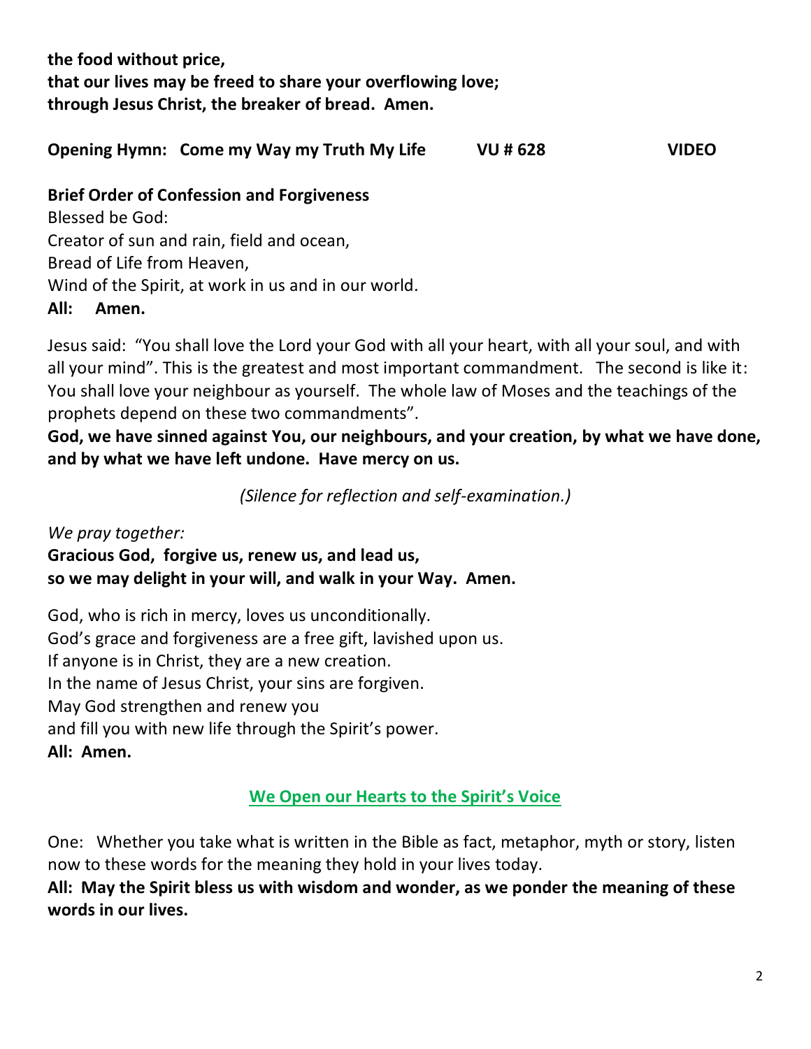**the food without price,**
**that our lives may be freed to share your overflowing love;**
**through Jesus Christ, the breaker of bread. Amen.**

**Opening Hymn: Come my Way my Truth My Life VU # 628 VIDEO**

**Brief Order of Confession and Forgiveness**

Blessed be God:
Creator of sun and rain, field and ocean,
Bread of Life from Heaven,
Wind of the Spirit, at work in us and in our world.
**All: Amen.**

Jesus said: "You shall love the Lord your God with all your heart, with all your soul, and with all your mind". This is the greatest and most important commandment. The second is like it: You shall love your neighbour as yourself. The whole law of Moses and the teachings of the prophets depend on these two commandments".

**God, we have sinned against You, our neighbours, and your creation, by what we have done, and by what we have left undone. Have mercy on us.**

*(Silence for reflection and self-examination.)*

*We pray together:*
**Gracious God, forgive us, renew us, and lead us,**
**so we may delight in your will, and walk in your Way. Amen.**

God, who is rich in mercy, loves us unconditionally.
God's grace and forgiveness are a free gift, lavished upon us.
If anyone is in Christ, they are a new creation.
In the name of Jesus Christ, your sins are forgiven.
May God strengthen and renew you
and fill you with new life through the Spirit's power.
**All: Amen.**

## We Open our Hearts to the Spirit's Voice

One: Whether you take what is written in the Bible as fact, metaphor, myth or story, listen now to these words for the meaning they hold in your lives today.

**All: May the Spirit bless us with wisdom and wonder, as we ponder the meaning of these words in our lives.**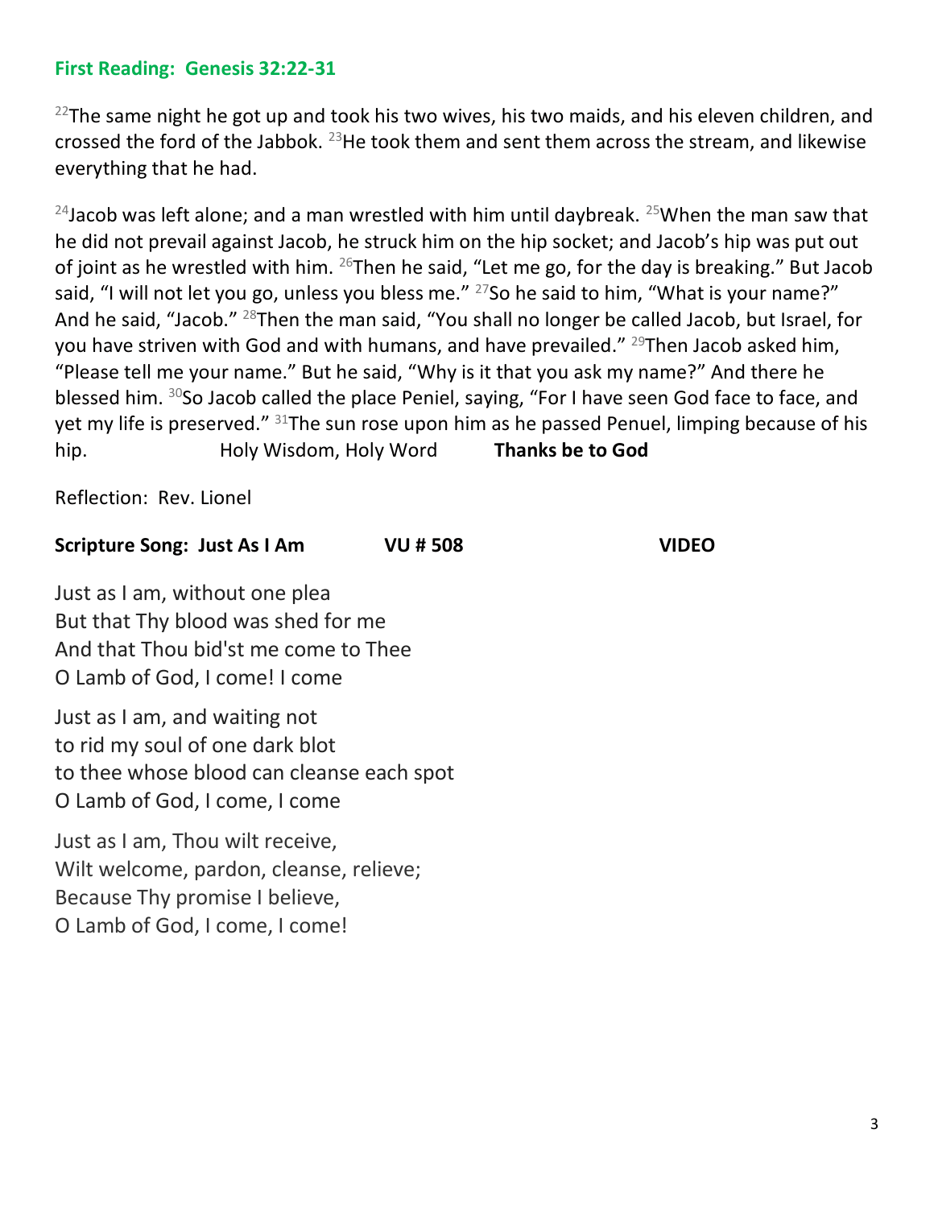**First Reading: Genesis 32:22-31**

[22]The same night he got up and took his two wives, his two maids, and his eleven children, and crossed the ford of the Jabbok. [23]He took them and sent them across the stream, and likewise everything that he had.

[24]Jacob was left alone; and a man wrestled with him until daybreak. [25]When the man saw that he did not prevail against Jacob, he struck him on the hip socket; and Jacob's hip was put out of joint as he wrestled with him. [26]Then he said, "Let me go, for the day is breaking." But Jacob said, "I will not let you go, unless you bless me." [27]So he said to him, "What is your name?" And he said, "Jacob." [28]Then the man said, "You shall no longer be called Jacob, but Israel, for you have striven with God and with humans, and have prevailed." [29]Then Jacob asked him, "Please tell me your name." But he said, "Why is it that you ask my name?" And there he blessed him. [30]So Jacob called the place Peniel, saying, "For I have seen God face to face, and yet my life is preserved." [31]The sun rose upon him as he passed Penuel, limping because of his hip. Holy Wisdom, Holy Word **Thanks be to God**

Reflection: Rev. Lionel

**Scripture Song: Just As I Am VU # 508 VIDEO**

Just as I am, without one plea
But that Thy blood was shed for me
And that Thou bid'st me come to Thee
O Lamb of God, I come! I come

Just as I am, and waiting not
to rid my soul of one dark blot
to thee whose blood can cleanse each spot
O Lamb of God, I come, I come

Just as I am, Thou wilt receive,
Wilt welcome, pardon, cleanse, relieve;
Because Thy promise I believe,
O Lamb of God, I come, I come!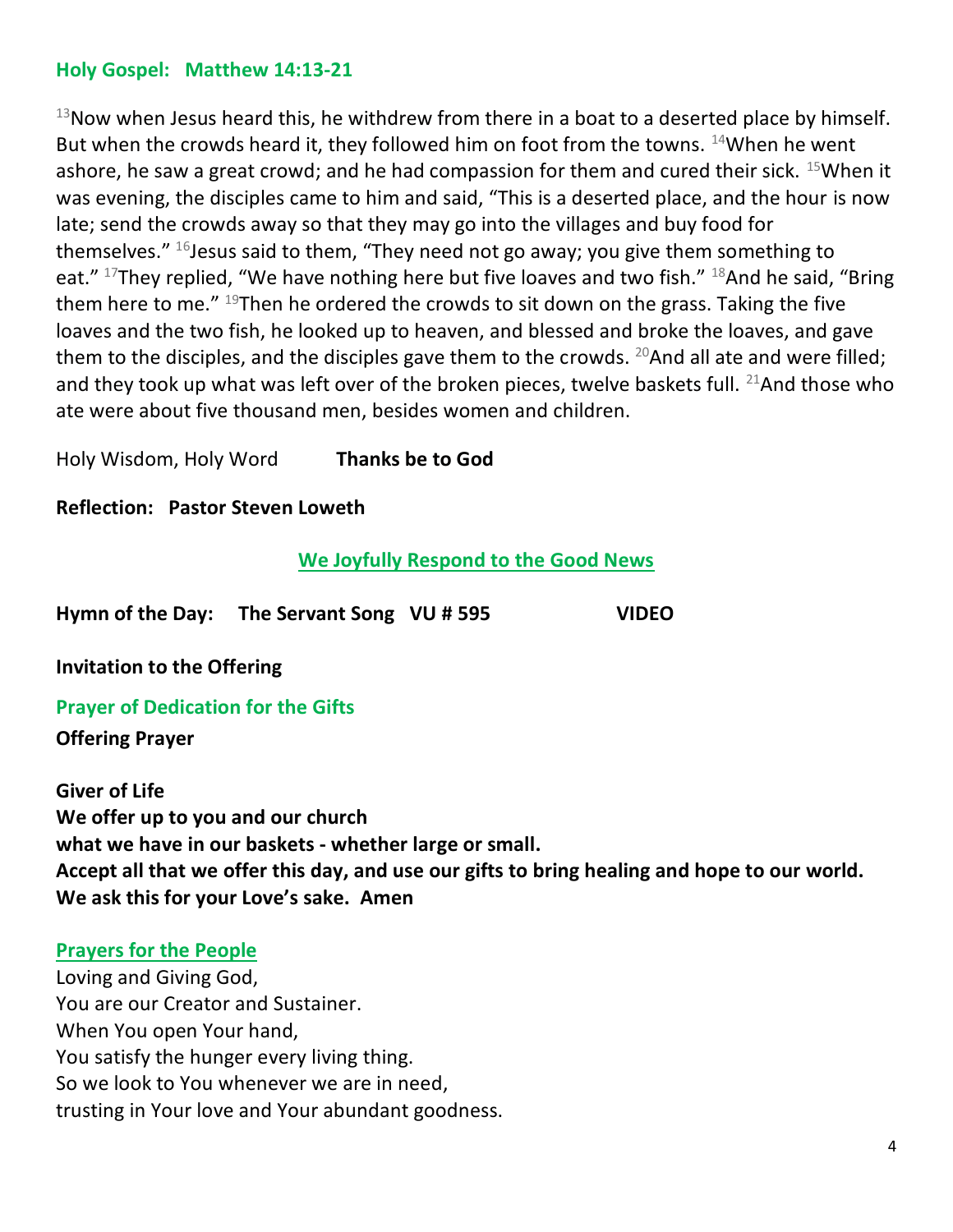## Holy Gospel: Matthew 14:13-21

[13]Now when Jesus heard this, he withdrew from there in a boat to a deserted place by himself. But when the crowds heard it, they followed him on foot from the towns. [14]When he went ashore, he saw a great crowd; and he had compassion for them and cured their sick. [15]When it was evening, the disciples came to him and said, "This is a deserted place, and the hour is now late; send the crowds away so that they may go into the villages and buy food for themselves." [16]Jesus said to them, "They need not go away; you give them something to eat." [17]They replied, "We have nothing here but five loaves and two fish." [18]And he said, "Bring them here to me." [19]Then he ordered the crowds to sit down on the grass. Taking the five loaves and the two fish, he looked up to heaven, and blessed and broke the loaves, and gave them to the disciples, and the disciples gave them to the crowds. [20]And all ate and were filled; and they took up what was left over of the broken pieces, twelve baskets full. [21]And those who ate were about five thousand men, besides women and children.

Holy Wisdom, Holy Word **Thanks be to God**

**Reflection: Pastor Steven Loweth**

## We Joyfully Respond to the Good News

**Hymn of the Day: The Servant Song VU # 595 VIDEO**

**Invitation to the Offering**

### Prayer of Dedication for the Gifts

**Offering Prayer**

**Giver of Life**
**We offer up to you and our church**
**what we have in our baskets - whether large or small.**
**Accept all that we offer this day, and use our gifts to bring healing and hope to our world.**
**We ask this for your Love's sake. Amen**

### Prayers for the People

Loving and Giving God,
You are our Creator and Sustainer.
When You open Your hand,
You satisfy the hunger every living thing.
So we look to You whenever we are in need,
trusting in Your love and Your abundant goodness.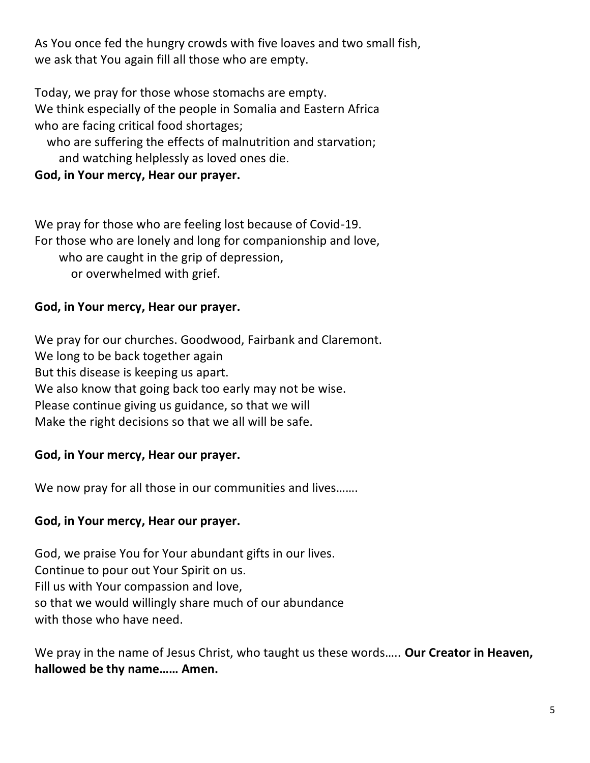As You once fed the hungry crowds with five loaves and two small fish,
we ask that You again fill all those who are empty.

Today, we pray for those whose stomachs are empty.
We think especially of the people in Somalia and Eastern Africa
who are facing critical food shortages;
who are suffering the effects of malnutrition and starvation;
and watching helplessly as loved ones die.
**God, in Your mercy, Hear our prayer.**

We pray for those who are feeling lost because of Covid-19.
For those who are lonely and long for companionship and love,
who are caught in the grip of depression,
or overwhelmed with grief.

**God, in Your mercy, Hear our prayer.**

We pray for our churches. Goodwood, Fairbank and Claremont.
We long to be back together again
But this disease is keeping us apart.
We also know that going back too early may not be wise.
Please continue giving us guidance, so that we will
Make the right decisions so that we all will be safe.

**God, in Your mercy, Hear our prayer.**

We now pray for all those in our communities and lives…….

**God, in Your mercy, Hear our prayer.**

God, we praise You for Your abundant gifts in our lives.
Continue to pour out Your Spirit on us.
Fill us with Your compassion and love,
so that we would willingly share much of our abundance
with those who have need.

We pray in the name of Jesus Christ, who taught us these words….. **Our Creator in Heaven, hallowed be thy name…… Amen.**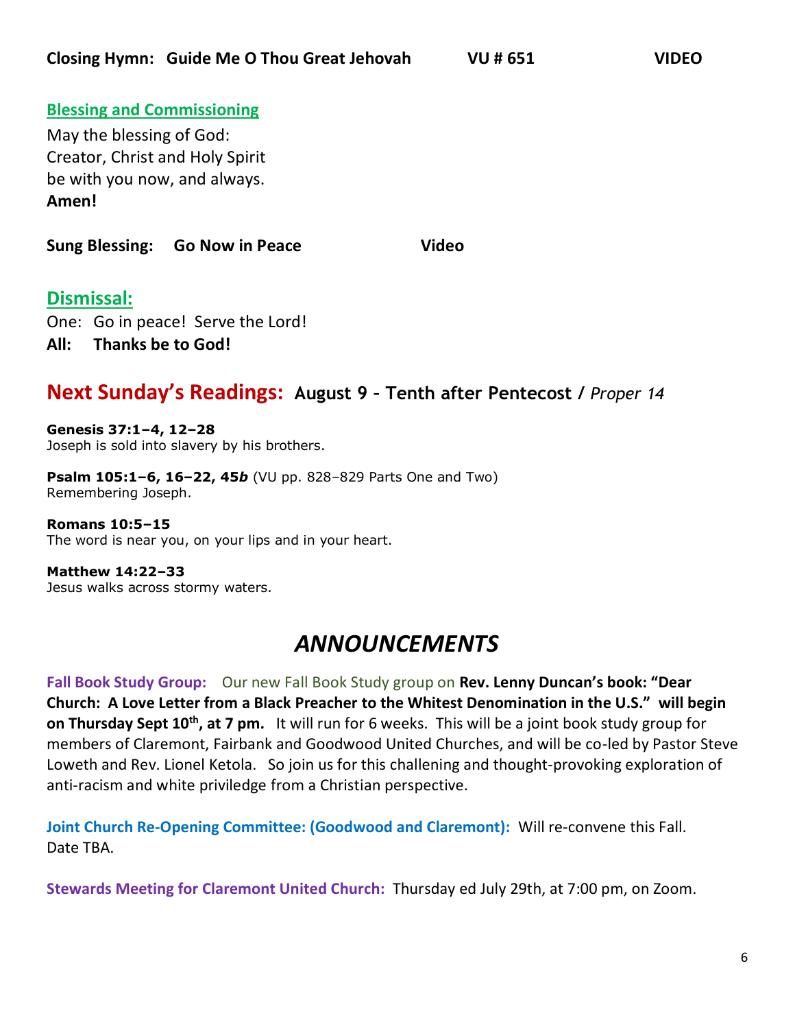**Closing Hymn: Guide Me O Thou Great Jehovah VU # 651 VIDEO**

## Blessing and Commissioning

May the blessing of God:
Creator, Christ and Holy Spirit
be with you now, and always.
**Amen!**

**Sung Blessing: Go Now in Peace Video**

## Dismissal:

One: Go in peace! Serve the Lord!
**All: Thanks be to God!**

## Next Sunday's Readings: August 9 - Tenth after Pentecost / *Proper 14*

**Genesis 37:1–4, 12–28**
Joseph is sold into slavery by his brothers.

**Psalm 105:1–6, 16–22, 45*b*** (VU pp. 828–829 Parts One and Two)
Remembering Joseph.

**Romans 10:5–15**
The word is near you, on your lips and in your heart.

**Matthew 14:22–33**
Jesus walks across stormy waters.

# *ANNOUNCEMENTS*

**Fall Book Study Group:** Our new Fall Book Study group on **Rev. Lenny Duncan's book: "Dear Church: A Love Letter from a Black Preacher to the Whitest Denomination in the U.S." will begin on Thursday Sept 10th, at 7 pm.** It will run for 6 weeks. This will be a joint book study group for members of Claremont, Fairbank and Goodwood United Churches, and will be co-led by Pastor Steve Loweth and Rev. Lionel Ketola. So join us for this challening and thought-provoking exploration of anti-racism and white priviledge from a Christian perspective.

**Joint Church Re-Opening Committee: (Goodwood and Claremont):** Will re-convene this Fall. Date TBA.

**Stewards Meeting for Claremont United Church:** Thursday ed July 29th, at 7:00 pm, on Zoom.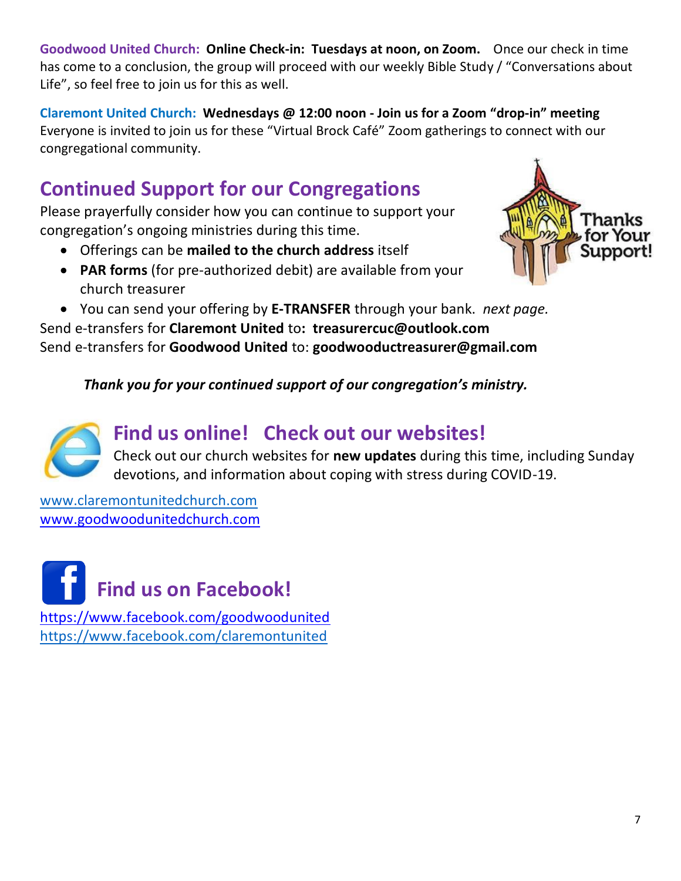**Goodwood United Church: Online Check-in: Tuesdays at noon, on Zoom.** Once our check in time has come to a conclusion, the group will proceed with our weekly Bible Study / "Conversations about Life", so feel free to join us for this as well.

**Claremont United Church: Wednesdays @ 12:00 noon - Join us for a Zoom "drop-in" meeting**
Everyone is invited to join us for these "Virtual Brock Café" Zoom gatherings to connect with our congregational community.

## Continued Support for our Congregations

Please prayerfully consider how you can continue to support your congregation's ongoing ministries during this time.

- Offerings can be **mailed to the church address** itself
- **PAR forms** (for pre-authorized debit) are available from your church treasurer
- You can send your offering by **E-TRANSFER** through your bank. *next page.*

Send e-transfers for **Claremont United** to**: treasurercuc@outlook.com**
Send e-transfers for **Goodwood United** to: **goodwooductreasurer@gmail.com**

***Thank you for your continued support of our congregation's ministry.***

## Find us online! Check out our websites!

Check out our church websites for **new updates** during this time, including Sunday devotions, and information about coping with stress during COVID-19.

www.claremontunitedchurch.com
www.goodwoodunitedchurch.com

## Find us on Facebook!

https://www.facebook.com/goodwoodunited
https://www.facebook.com/claremontunited